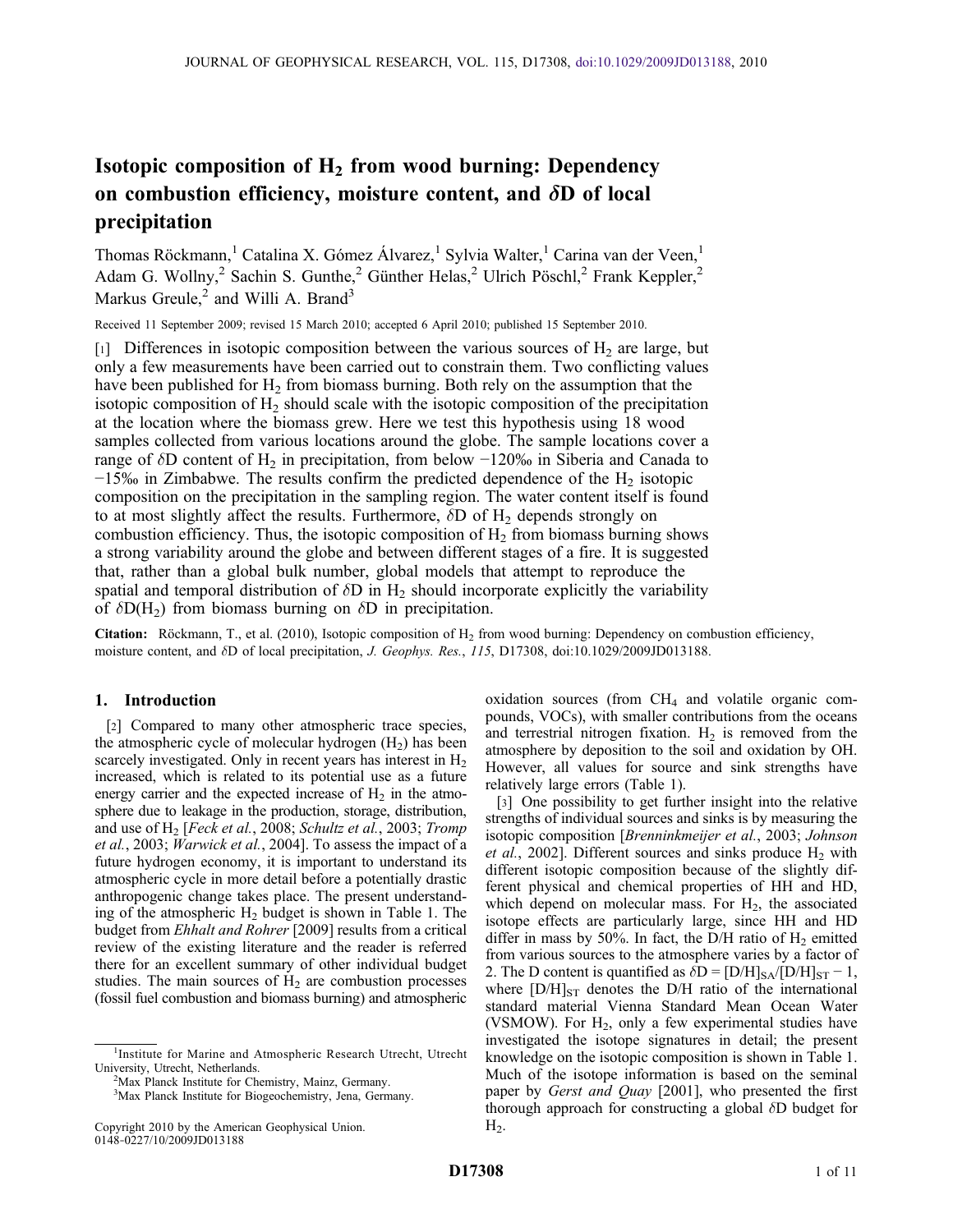# Isotopic composition of $H_2$ from wood burning: Dependency on combustion efficiency, moisture content, and $\delta$D of local precipitation

Thomas Röckmann,[1] Catalina X. Gómez Álvarez,[1] Sylvia Walter,[1] Carina van der Veen,[1] Adam G. Wollny,[2] Sachin S. Gunthe,[2] Günther Helas,[2] Ulrich Pöschl,[2] Frank Keppler,[2] Markus Greule,[2] and Willi A. Brand[3]

Received 11 September 2009; revised 15 March 2010; accepted 6 April 2010; published 15 September 2010.

[1] Differences in isotopic composition between the various sources of $H_2$ are large, but only a few measurements have been carried out to constrain them. Two conflicting values have been published for $H_2$ from biomass burning. Both rely on the assumption that the isotopic composition of $H_2$ should scale with the isotopic composition of the precipitation at the location where the biomass grew. Here we test this hypothesis using 18 wood samples collected from various locations around the globe. The sample locations cover a range of $\delta$D content of $H_2$ in precipitation, from below −120‰ in Siberia and Canada to −15‰ in Zimbabwe. The results confirm the predicted dependence of the $H_2$ isotopic composition on the precipitation in the sampling region. The water content itself is found to at most slightly affect the results. Furthermore, $\delta$D of $H_2$ depends strongly on combustion efficiency. Thus, the isotopic composition of $H_2$ from biomass burning shows a strong variability around the globe and between different stages of a fire. It is suggested that, rather than a global bulk number, global models that attempt to reproduce the spatial and temporal distribution of $\delta$D in $H_2$ should incorporate explicitly the variability of $\delta D(H_2)$ from biomass burning on $\delta$D in precipitation.

**Citation:** Röckmann, T., et al. (2010), Isotopic composition of $H_2$ from wood burning: Dependency on combustion efficiency, moisture content, and $\delta$D of local precipitation, *J. Geophys. Res.*, *115*, D17308, doi:10.1029/2009JD013188.

## 1. Introduction

[2] Compared to many other atmospheric trace species, the atmospheric cycle of molecular hydrogen ($H_2$) has been scarcely investigated. Only in recent years has interest in $H_2$ increased, which is related to its potential use as a future energy carrier and the expected increase of $H_2$ in the atmosphere due to leakage in the production, storage, distribution, and use of $H_2$ [*Feck et al.*, 2008; *Schultz et al.*, 2003; *Tromp et al.*, 2003; *Warwick et al.*, 2004]. To assess the impact of a future hydrogen economy, it is important to understand its atmospheric cycle in more detail before a potentially drastic anthropogenic change takes place. The present understanding of the atmospheric $H_2$ budget is shown in Table 1. The budget from *Ehhalt and Rohrer* [2009] results from a critical review of the existing literature and the reader is referred there for an excellent summary of other individual budget studies. The main sources of $H_2$ are combustion processes (fossil fuel combustion and biomass burning) and atmospheric oxidation sources (from $CH_4$ and volatile organic compounds, VOCs), with smaller contributions from the oceans and terrestrial nitrogen fixation. $H_2$ is removed from the atmosphere by deposition to the soil and oxidation by OH. However, all values for source and sink strengths have relatively large errors (Table 1).

[3] One possibility to get further insight into the relative strengths of individual sources and sinks is by measuring the isotopic composition [*Brenninkmeijer et al.*, 2003; *Johnson et al.*, 2002]. Different sources and sinks produce $H_2$ with different isotopic composition because of the slightly different physical and chemical properties of HH and HD, which depend on molecular mass. For $H_2$, the associated isotope effects are particularly large, since HH and HD differ in mass by 50%. In fact, the D/H ratio of $H_2$ emitted from various sources to the atmosphere varies by a factor of 2. The D content is quantified as $\delta D = [D/H]_{SA}/[D/H]_{ST} - 1$, where $[D/H]_{ST}$ denotes the D/H ratio of the international standard material Vienna Standard Mean Ocean Water (VSMOW). For $H_2$, only a few experimental studies have investigated the isotope signatures in detail; the present knowledge on the isotopic composition is shown in Table 1. Much of the isotope information is based on the seminal paper by *Gerst and Quay* [2001], who presented the first thorough approach for constructing a global $\delta$D budget for $H_2$.

---

[1] Institute for Marine and Atmospheric Research Utrecht, Utrecht University, Utrecht, Netherlands.
[2] Max Planck Institute for Chemistry, Mainz, Germany.
[3] Max Planck Institute for Biogeochemistry, Jena, Germany.

Copyright 2010 by the American Geophysical Union.
0148-0227/10/2009JD013188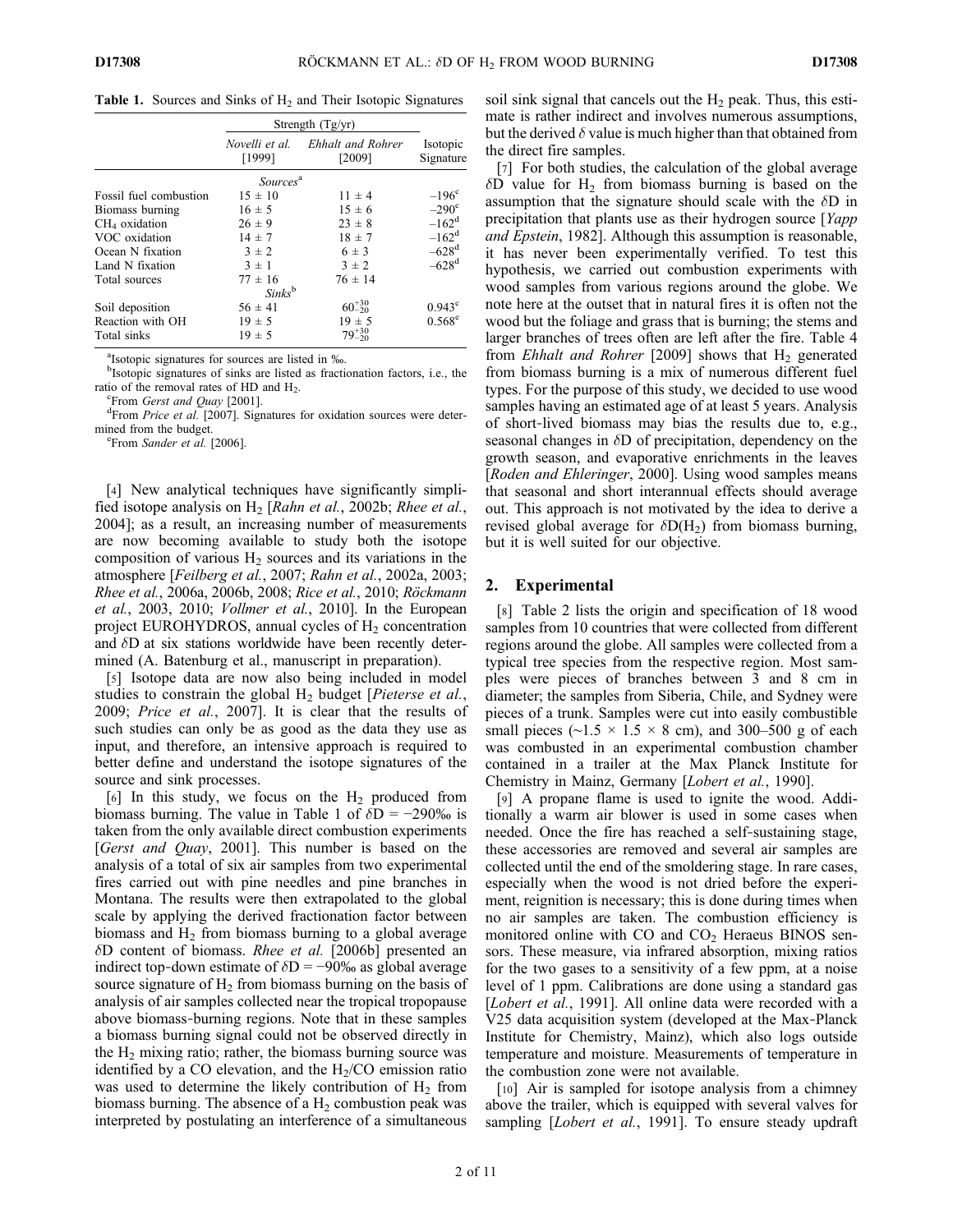**Table 1.** Sources and Sinks of $H_2$ and Their Isotopic Signatures

| | Strength (Tg/yr) | | |
|---|---|---|---|
| | *Novelli et al.* [1999] | *Ehhalt and Rohrer* [2009] | Isotopic Signature |
| | *Sources*[a] | | |
| Fossil fuel combustion | 15 ± 10 | 11 ± 4 | –196[c] |
| Biomass burning | 16 ± 5 | 15 ± 6 | –290[c] |
| $CH_4$ oxidation | 26 ± 9 | 23 ± 8 | –162[d] |
| VOC oxidation | 14 ± 7 | 18 ± 7 | –162[d] |
| Ocean N fixation | 3 ± 2 | 6 ± 3 | –628[d] |
| Land N fixation | 3 ± 1 | 3 ± 2 | –628[d] |
| Total sources | 77 ± 16 | 76 ± 14 | |
| | *Sinks*[b] | | |
| Soil deposition | 56 ± 41 | $60^{+30}_{-20}$ | 0.943[c] |
| Reaction with OH | 19 ± 5 | 19 ± 5 | 0.568[e] |
| Total sinks | 19 ± 5 | $79^{+30}_{-20}$ | |

[a]Isotopic signatures for sources are listed in ‰.
[b]Isotopic signatures of sinks are listed as fractionation factors, i.e., the ratio of the removal rates of HD and $H_2$.
[c]From *Gerst and Quay* [2001].
[d]From *Price et al.* [2007]. Signatures for oxidation sources were determined from the budget.
[e]From *Sander et al.* [2006].

[4] New analytical techniques have significantly simplified isotope analysis on $H_2$ [*Rahn et al.*, 2002b; *Rhee et al.*, 2004]; as a result, an increasing number of measurements are now becoming available to study both the isotope composition of various $H_2$ sources and its variations in the atmosphere [*Feilberg et al.*, 2007; *Rahn et al.*, 2002a, 2003; *Rhee et al.*, 2006a, 2006b, 2008; *Rice et al.*, 2010; *Röckmann et al.*, 2003, 2010; *Vollmer et al.*, 2010]. In the European project EUROHYDROS, annual cycles of $H_2$ concentration and $\delta$D at six stations worldwide have been recently determined (A. Batenburg et al., manuscript in preparation).

[5] Isotope data are now also being included in model studies to constrain the global $H_2$ budget [*Pieterse et al.*, 2009; *Price et al.*, 2007]. It is clear that the results of such studies can only be as good as the data they use as input, and therefore, an intensive approach is required to better define and understand the isotope signatures of the source and sink processes.

[6] In this study, we focus on the $H_2$ produced from biomass burning. The value in Table 1 of $\delta$D = −290‰ is taken from the only available direct combustion experiments [*Gerst and Quay*, 2001]. This number is based on the analysis of a total of six air samples from two experimental fires carried out with pine needles and pine branches in Montana. The results were then extrapolated to the global scale by applying the derived fractionation factor between biomass and $H_2$ from biomass burning to a global average $\delta$D content of biomass. *Rhee et al.* [2006b] presented an indirect top-down estimate of $\delta$D = −90‰ as global average source signature of $H_2$ from biomass burning on the basis of analysis of air samples collected near the tropical tropopause above biomass-burning regions. Note that in these samples a biomass burning signal could not be observed directly in the $H_2$ mixing ratio; rather, the biomass burning source was identified by a CO elevation, and the $H_2$/CO emission ratio was used to determine the likely contribution of $H_2$ from biomass burning. The absence of a $H_2$ combustion peak was interpreted by postulating an interference of a simultaneous soil sink signal that cancels out the $H_2$ peak. Thus, this estimate is rather indirect and involves numerous assumptions, but the derived $\delta$ value is much higher than that obtained from the direct fire samples.

[7] For both studies, the calculation of the global average $\delta$D value for $H_2$ from biomass burning is based on the assumption that the signature should scale with the $\delta$D in precipitation that plants use as their hydrogen source [*Yapp and Epstein*, 1982]. Although this assumption is reasonable, it has never been experimentally verified. To test this hypothesis, we carried out combustion experiments with wood samples from various regions around the globe. We note here at the outset that in natural fires it is often not the wood but the foliage and grass that is burning; the stems and larger branches of trees often are left after the fire. Table 4 from *Ehhalt and Rohrer* [2009] shows that $H_2$ generated from biomass burning is a mix of numerous different fuel types. For the purpose of this study, we decided to use wood samples having an estimated age of at least 5 years. Analysis of short-lived biomass may bias the results due to, e.g., seasonal changes in $\delta$D of precipitation, dependency on the growth season, and evaporative enrichments in the leaves [*Roden and Ehleringer*, 2000]. Using wood samples means that seasonal and short interannual effects should average out. This approach is not motivated by the idea to derive a revised global average for $\delta$D($H_2$) from biomass burning, but it is well suited for our objective.

## 2. Experimental

[8] Table 2 lists the origin and specification of 18 wood samples from 10 countries that were collected from different regions around the globe. All samples were collected from a typical tree species from the respective region. Most samples were pieces of branches between 3 and 8 cm in diameter; the samples from Siberia, Chile, and Sydney were pieces of a trunk. Samples were cut into easily combustible small pieces (~1.5 × 1.5 × 8 cm), and 300–500 g of each was combusted in an experimental combustion chamber contained in a trailer at the Max Planck Institute for Chemistry in Mainz, Germany [*Lobert et al.*, 1990].

[9] A propane flame is used to ignite the wood. Additionally a warm air blower is used in some cases when needed. Once the fire has reached a self-sustaining stage, these accessories are removed and several air samples are collected until the end of the smoldering stage. In rare cases, especially when the wood is not dried before the experiment, reignition is necessary; this is done during times when no air samples are taken. The combustion efficiency is monitored online with CO and $CO_2$ Heraeus BINOS sensors. These measure, via infrared absorption, mixing ratios for the two gases to a sensitivity of a few ppm, at a noise level of 1 ppm. Calibrations are done using a standard gas [*Lobert et al.*, 1991]. All online data were recorded with a V25 data acquisition system (developed at the Max-Planck Institute for Chemistry, Mainz), which also logs outside temperature and moisture. Measurements of temperature in the combustion zone were not available.

[10] Air is sampled for isotope analysis from a chimney above the trailer, which is equipped with several valves for sampling [*Lobert et al.*, 1991]. To ensure steady updraft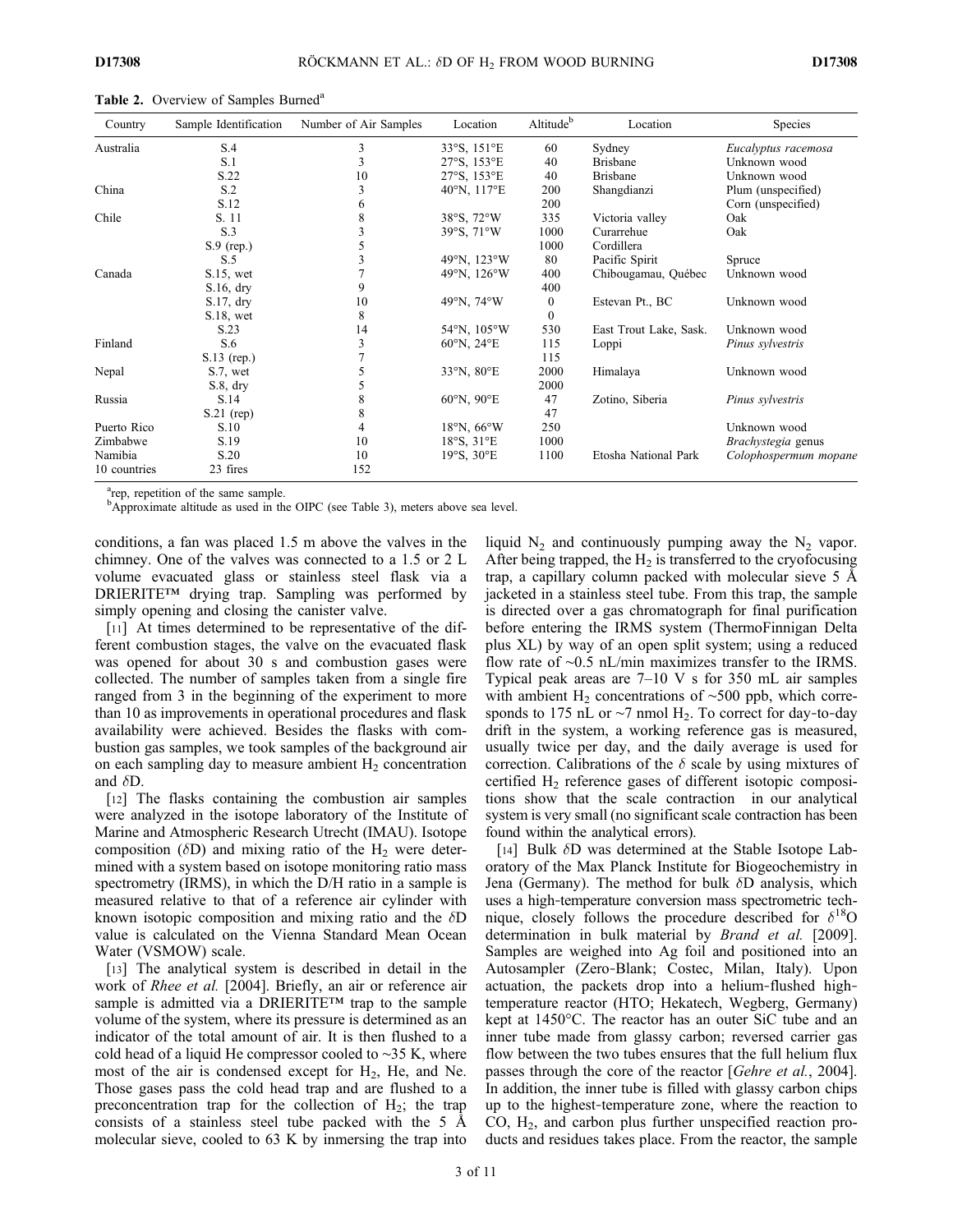**Table 2.** Overview of Samples Burned[a]

| Country | Sample Identification | Number of Air Samples | Location | Altitude[b] | Location | Species |
|---|---|---|---|---|---|---|
| Australia | S.4 | 3 | 33°S, 151°E | 60 | Sydney | *Eucalyptus racemosa* |
| | S.1 | 3 | 27°S, 153°E | 40 | Brisbane | Unknown wood |
| | S.22 | 10 | 27°S, 153°E | 40 | Brisbane | Unknown wood |
| China | S.2 | 3 | 40°N, 117°E | 200 | Shangdianzi | Plum (unspecified) |
| | S.12 | 6 | | 200 | | Corn (unspecified) |
| Chile | S. 11 | 8 | 38°S, 72°W | 335 | Victoria valley | Oak |
| | S.3 | 3 | 39°S, 71°W | 1000 | Curarrehue | Oak |
| | S.9 (rep.) | 5 | | 1000 | Cordillera | |
| | S.5 | 3 | 49°N, 123°W | 80 | Pacific Spirit | Spruce |
| Canada | S.15, wet | 7 | 49°N, 126°W | 400 | Chibougamau, Québec | Unknown wood |
| | S.16, dry | 9 | | 400 | | |
| | S.17, dry | 10 | 49°N, 74°W | 0 | Estevan Pt., BC | Unknown wood |
| | S.18, wet | 8 | | 0 | | |
| | S.23 | 14 | 54°N, 105°W | 530 | East Trout Lake, Sask. | Unknown wood |
| Finland | S.6 | 3 | 60°N, 24°E | 115 | Loppi | *Pinus sylvestris* |
| | S.13 (rep.) | 7 | | 115 | | |
| Nepal | S.7, wet | 5 | 33°N, 80°E | 2000 | Himalaya | Unknown wood |
| | S.8, dry | 5 | | 2000 | | |
| Russia | S.14 | 8 | 60°N, 90°E | 47 | Zotino, Siberia | *Pinus sylvestris* |
| | S.21 (rep) | 8 | | 47 | | |
| Puerto Rico | S.10 | 4 | 18°N, 66°W | 250 | | Unknown wood |
| Zimbabwe | S.19 | 10 | 18°S, 31°E | 1000 | | *Brachystegia* genus |
| Namibia | S.20 | 10 | 19°S, 30°E | 1100 | Etosha National Park | *Colophospermum mopane* |
| 10 countries | 23 fires | 152 | | | | |

[a]rep, repetition of the same sample.
[b]Approximate altitude as used in the OIPC (see Table 3), meters above sea level.

conditions, a fan was placed 1.5 m above the valves in the chimney. One of the valves was connected to a 1.5 or 2 L volume evacuated glass or stainless steel flask via a DRIERITE™ drying trap. Sampling was performed by simply opening and closing the canister valve.

[11] At times determined to be representative of the different combustion stages, the valve on the evacuated flask was opened for about 30 s and combustion gases were collected. The number of samples taken from a single fire ranged from 3 in the beginning of the experiment to more than 10 as improvements in operational procedures and flask availability were achieved. Besides the flasks with combustion gas samples, we took samples of the background air on each sampling day to measure ambient $H_2$ concentration and $\delta$D.

[12] The flasks containing the combustion air samples were analyzed in the isotope laboratory of the Institute of Marine and Atmospheric Research Utrecht (IMAU). Isotope composition ($\delta$D) and mixing ratio of the $H_2$ were determined with a system based on isotope monitoring ratio mass spectrometry (IRMS), in which the D/H ratio in a sample is measured relative to that of a reference air cylinder with known isotopic composition and mixing ratio and the $\delta$D value is calculated on the Vienna Standard Mean Ocean Water (VSMOW) scale.

[13] The analytical system is described in detail in the work of *Rhee et al.* [2004]. Briefly, an air or reference air sample is admitted via a DRIERITE™ trap to the sample volume of the system, where its pressure is determined as an indicator of the total amount of air. It is then flushed to a cold head of a liquid He compressor cooled to ~35 K, where most of the air is condensed except for $H_2$, He, and Ne. Those gases pass the cold head trap and are flushed to a preconcentration trap for the collection of $H_2$; the trap consists of a stainless steel tube packed with the 5 Å molecular sieve, cooled to 63 K by inmersing the trap into liquid $N_2$ and continuously pumping away the $N_2$ vapor. After being trapped, the $H_2$ is transferred to the cryofocusing trap, a capillary column packed with molecular sieve 5 Å jacketed in a stainless steel tube. From this trap, the sample is directed over a gas chromatograph for final purification before entering the IRMS system (ThermoFinnigan Delta plus XL) by way of an open split system; using a reduced flow rate of ~0.5 nL/min maximizes transfer to the IRMS. Typical peak areas are 7–10 V s for 350 mL air samples with ambient $H_2$ concentrations of ~500 ppb, which corresponds to 175 nL or ~7 nmol $H_2$. To correct for day-to-day drift in the system, a working reference gas is measured, usually twice per day, and the daily average is used for correction. Calibrations of the $\delta$ scale by using mixtures of certified $H_2$ reference gases of different isotopic compositions show that the scale contraction in our analytical system is very small (no significant scale contraction has been found within the analytical errors).

[14] Bulk $\delta$D was determined at the Stable Isotope Laboratory of the Max Planck Institute for Biogeochemistry in Jena (Germany). The method for bulk $\delta$D analysis, which uses a high-temperature conversion mass spectrometric technique, closely follows the procedure described for $\delta^{18}$O determination in bulk material by *Brand et al.* [2009]. Samples are weighed into Ag foil and positioned into an Autosampler (Zero-Blank; Costec, Milan, Italy). Upon actuation, the packets drop into a helium-flushed high-temperature reactor (HTO; Hekatech, Wegberg, Germany) kept at 1450°C. The reactor has an outer SiC tube and an inner tube made from glassy carbon; reversed carrier gas flow between the two tubes ensures that the full helium flux passes through the core of the reactor [*Gehre et al.*, 2004]. In addition, the inner tube is filled with glassy carbon chips up to the highest-temperature zone, where the reaction to CO, $H_2$, and carbon plus further unspecified reaction products and residues takes place. From the reactor, the sample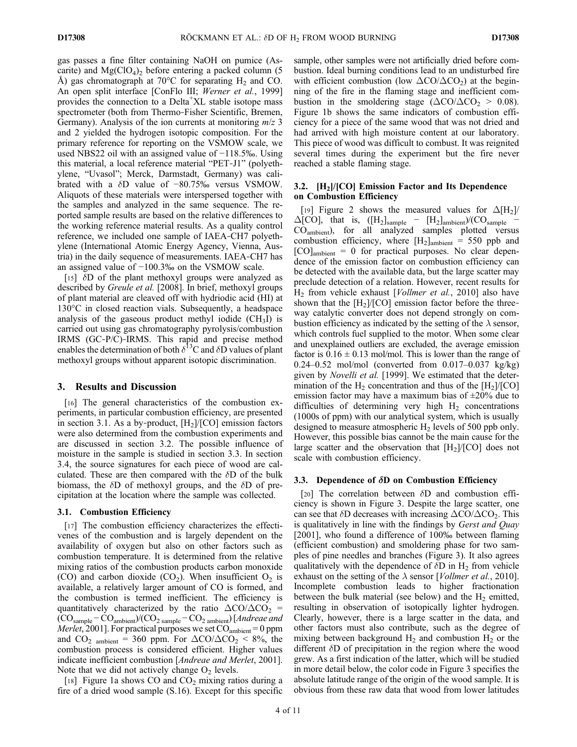gas passes a fine filter containing NaOH on pumice (Ascarite) and $Mg(ClO_4)_2$ before entering a packed column (5 Å) gas chromatograph at 70°C for separating $H_2$ and CO. An open split interface [ConFlo III; *Werner et al.*, 1999] provides the connection to a Delta$^+$XL stable isotope mass spectrometer (both from Thermo-Fisher Scientific, Bremen, Germany). Analysis of the ion currents at monitoring $m/z$ 3 and 2 yielded the hydrogen isotopic composition. For the primary reference for reporting on the VSMOW scale, we used NBS22 oil with an assigned value of −118.5‰. Using this material, a local reference material "PET-J1" (polyethylene, "Uvasol"; Merck, Darmstadt, Germany) was calibrated with a $\delta$D value of −80.75‰ versus VSMOW. Aliquots of these materials were interspersed together with the samples and analyzed in the same sequence. The reported sample results are based on the relative differences to the working reference material results. As a quality control reference, we included one sample of IAEA-CH7 polyethylene (International Atomic Energy Agency, Vienna, Austria) in the daily sequence of measurements. IAEA-CH7 has an assigned value of −100.3‰ on the VSMOW scale.

[15] $\delta$D of the plant methoxyl groups were analyzed as described by *Greule et al.* [2008]. In brief, methoxyl groups of plant material are cleaved off with hydriodic acid (HI) at 130°C in closed reaction vials. Subsequently, a headspace analysis of the gaseous product methyl iodide ($CH_3I$) is carried out using gas chromatography pyrolysis/combustion IRMS (GC-P/C)-IRMS. This rapid and precise method enables the determination of both $\delta^{13}$C and $\delta$D values of plant methoxyl groups without apparent isotopic discrimination.

## 3. Results and Discussion

[16] The general characteristics of the combustion experiments, in particular combustion efficiency, are presented in section 3.1. As a by-product, $[H_2]/[CO]$ emission factors were also determined from the combustion experiments and are discussed in section 3.2. The possible influence of moisture in the sample is studied in section 3.3. In section 3.4, the source signatures for each piece of wood are calculated. These are then compared with the $\delta$D of the bulk biomass, the $\delta$D of methoxyl groups, and the $\delta$D of precipitation at the location where the sample was collected.

### 3.1. Combustion Efficiency

[17] The combustion efficiency characterizes the effectivenes of the combustion and is largely dependent on the availability of oxygen but also on other factors such as combustion temperature. It is determined from the relative mixing ratios of the combustion products carbon monoxide (CO) and carbon dioxide ($CO_2$). When insufficient $O_2$ is available, a relatively larger amount of CO is formed, and the combustion is termed inefficient. The efficiency is quantitatively characterized by the ratio $\Delta CO/\Delta CO_2$ = $(CO_{sample} - CO_{ambient})/(CO_{2\ sample} - CO_{2\ ambient})$ [*Andreae and Merlet*, 2001]. For practical purposes we set $CO_{ambient}$ = 0 ppm and $CO_{2\ ambient}$ = 360 ppm. For $\Delta CO/\Delta CO_2 < 8\%$, the combustion process is considered efficient. Higher values indicate inefficient combustion [*Andreae and Merlet*, 2001]. Note that we did not actively change $O_2$ levels.

[18] Figure 1a shows CO and $CO_2$ mixing ratios during a fire of a dried wood sample (S.16). Except for this specific sample, other samples were not artificially dried before combustion. Ideal burning conditions lead to an undisturbed fire with efficient combustion (low $\Delta CO/\Delta CO_2$) at the beginning of the fire in the flaming stage and inefficient combustion in the smoldering stage ($\Delta CO/\Delta CO_2 > 0.08$). Figure 1b shows the same indicators of combustion efficiency for a piece of the same wood that was not dried and had arrived with high moisture content at our laboratory. This piece of wood was difficult to combust. It was reignited several times during the experiment but the fire never reached a stable flaming stage.

### 3.2. $[H_2]/[CO]$ Emission Factor and Its Dependence on Combustion Efficiency

[19] Figure 2 shows the measured values for $\Delta[H_2]/\Delta[CO]$, that is, $([H_2]_{sample} - [H_2]_{ambient})/(CO_{sample} - CO_{ambient})$, for all analyzed samples plotted versus combustion efficiency, where $[H_2]_{ambient}$ = 550 ppb and $[CO]_{ambient}$ = 0 for practical purposes. No clear dependence of the emission factor on combustion efficiency can be detected with the available data, but the large scatter may preclude detection of a relation. However, recent results for $H_2$ from vehicle exhaust [*Vollmer et al.*, 2010] also have shown that the $[H_2]/[CO]$ emission factor before the three-way catalytic converter does not depend strongly on combustion efficiency as indicated by the setting of the $\lambda$ sensor, which controls fuel supplied to the motor. When some clear and unexplained outliers are excluded, the average emission factor is 0.16 ± 0.13 mol/mol. This is lower than the range of 0.24–0.52 mol/mol (converted from 0.017–0.037 kg/kg) given by *Novelli et al.* [1999]. We estimated that the determination of the $H_2$ concentration and thus of the $[H_2]/[CO]$ emission factor may have a maximum bias of ±20% due to difficulties of determining very high $H_2$ concentrations (1000s of ppm) with our analytical system, which is usually designed to measure atmospheric $H_2$ levels of 500 ppb only. However, this possible bias cannot be the main cause for the large scatter and the observation that $[H_2]/[CO]$ does not scale with combustion efficiency.

### 3.3. Dependence of $\delta$D on Combustion Efficiency

[20] The correlation between $\delta$D and combustion efficiency is shown in Figure 3. Despite the large scatter, one can see that $\delta$D decreases with increasing $\Delta CO/\Delta CO_2$. This is qualitatively in line with the findings by *Gerst and Quay* [2001], who found a difference of 100‰ between flaming (efficient combustion) and smoldering phase for two samples of pine needles and branches (Figure 3). It also agrees qualitatively with the dependence of $\delta$D in $H_2$ from vehicle exhaust on the setting of the $\lambda$ sensor [*Vollmer et al.*, 2010]. Incomplete combustion leads to higher fractionation between the bulk material (see below) and the $H_2$ emitted, resulting in observation of isotopically lighter hydrogen. Clearly, however, there is a large scatter in the data, and other factors must also contribute, such as the degree of mixing between background $H_2$ and combustion $H_2$ or the different $\delta$D of precipitation in the region where the wood grew. As a first indication of the latter, which will be studied in more detail below, the color code in Figure 3 specifies the absolute latitude range of the origin of the wood sample. It is obvious from these raw data that wood from lower latitudes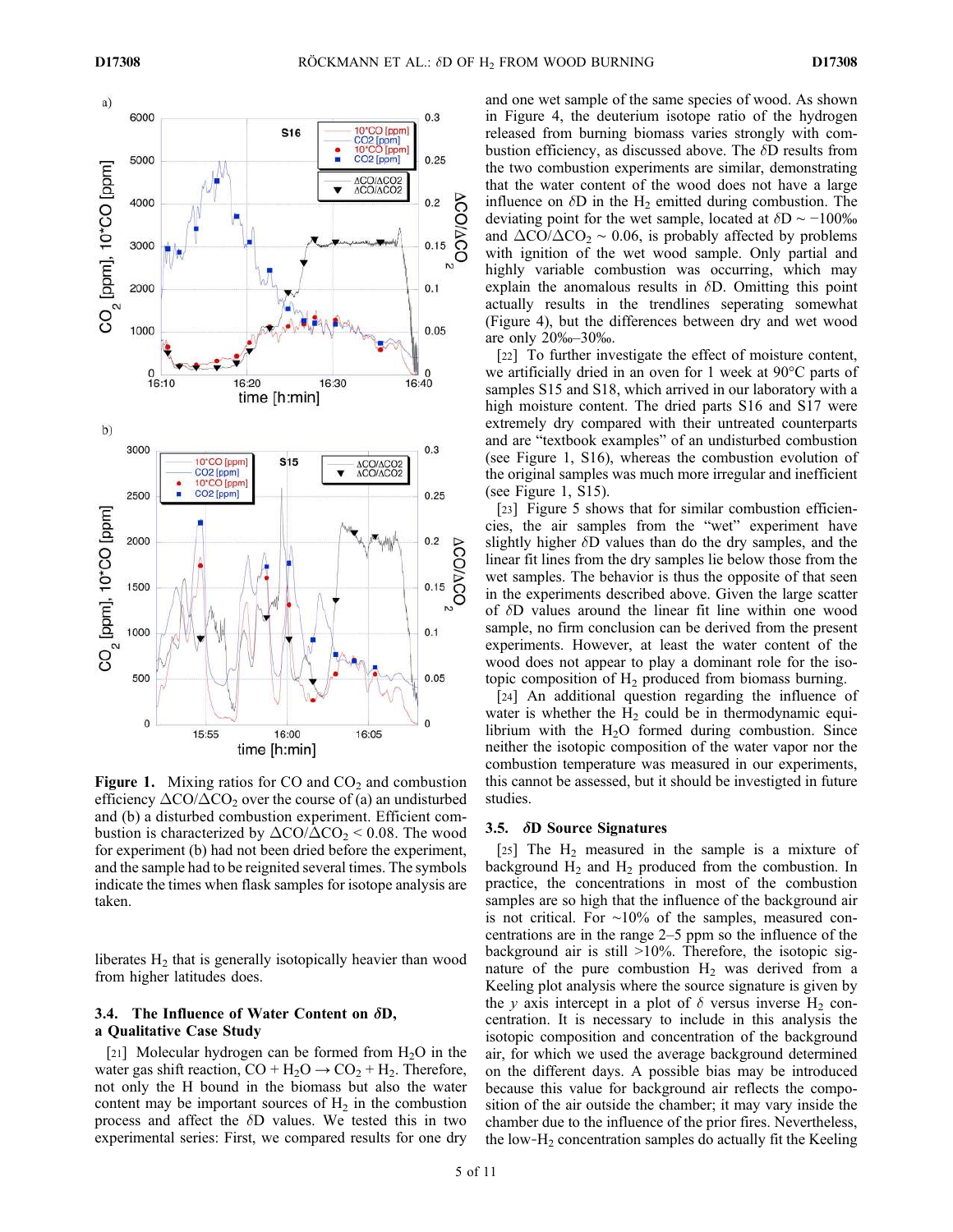a)

6000 | 5000 | 4000 | 3000 | 2000 | 1000 | 0

S16

10*CO [ppm]
CO2 [ppm]
10*CO [ppm]
CO2 [ppm]

ΔCO/ΔCO2
ΔCO/ΔCO2

0.3 | 0.25 | 0.2 | 0.15 | 0.1 | 0.05 | 0

16:10 | 16:20 | 16:30 | 16:40

time [h:min]

CO2 [ppm], 10*CO [ppm]

ΔCO/ΔCO2

b)

3000 | 2500 | 2000 | 1500 | 1000 | 500 | 0

S15

10*CO [ppm]
CO2 [ppm]
10*CO [ppm]
CO2 [ppm]

ΔCO/ΔCO2
ΔCO/ΔCO2

0.3 | 0.25 | 0.2 | 0.15 | 0.1 | 0.05 | 0

15:55 | 16:00 | 16:05

time [h:min]

CO2 [ppm], 10*CO [ppm]

ΔCO/ΔCO2

**Figure 1.** Mixing ratios for CO and $CO_2$ and combustion efficiency $\Delta CO/\Delta CO_2$ over the course of (a) an undisturbed and (b) a disturbed combustion experiment. Efficient combustion is characterized by $\Delta CO/\Delta CO_2 < 0.08$. The wood for experiment (b) had not been dried before the experiment, and the sample had to be reignited several times. The symbols indicate the times when flask samples for isotope analysis are taken.

liberates $H_2$ that is generally isotopically heavier than wood from higher latitudes does.

### 3.4. The Influence of Water Content on δD, a Qualitative Case Study

[21] Molecular hydrogen can be formed from $H_2O$ in the water gas shift reaction, $CO + H_2O \rightarrow CO_2 + H_2$. Therefore, not only the H bound in the biomass but also the water content may be important sources of $H_2$ in the combustion process and affect the δD values. We tested this in two experimental series: First, we compared results for one dry and one wet sample of the same species of wood. As shown in Figure 4, the deuterium isotope ratio of the hydrogen released from burning biomass varies strongly with combustion efficiency, as discussed above. The δD results from the two combustion experiments are similar, demonstrating that the water content of the wood does not have a large influence on δD in the $H_2$ emitted during combustion. The deviating point for the wet sample, located at δD ~ −100‰ and $\Delta CO/\Delta CO_2$ ~ 0.06, is probably affected by problems with ignition of the wet wood sample. Only partial and highly variable combustion was occurring, which may explain the anomalous results in δD. Omitting this point actually results in the trendlines seperating somewhat (Figure 4), but the differences between dry and wet wood are only 20‰–30‰.

[22] To further investigate the effect of moisture content, we artificially dried in an oven for 1 week at 90°C parts of samples S15 and S18, which arrived in our laboratory with a high moisture content. The dried parts S16 and S17 were extremely dry compared with their untreated counterparts and are "textbook examples" of an undisturbed combustion (see Figure 1, S16), whereas the combustion evolution of the original samples was much more irregular and inefficient (see Figure 1, S15).

[23] Figure 5 shows that for similar combustion efficiencies, the air samples from the "wet" experiment have slightly higher δD values than do the dry samples, and the linear fit lines from the dry samples lie below those from the wet samples. The behavior is thus the opposite of that seen in the experiments described above. Given the large scatter of δD values around the linear fit line within one wood sample, no firm conclusion can be derived from the present experiments. However, at least the water content of the wood does not appear to play a dominant role for the isotopic composition of $H_2$ produced from biomass burning.

[24] An additional question regarding the influence of water is whether the $H_2$ could be in thermodynamic equilibrium with the $H_2O$ formed during combustion. Since neither the isotopic composition of the water vapor nor the combustion temperature was measured in our experiments, this cannot be assessed, but it should be investigated in future studies.

### 3.5. δD Source Signatures

[25] The $H_2$ measured in the sample is a mixture of background $H_2$ and $H_2$ produced from the combustion. In practice, the concentrations in most of the combustion samples are so high that the influence of the background air is not critical. For ~10% of the samples, measured concentrations are in the range 2–5 ppm so the influence of the background air is still >10%. Therefore, the isotopic signature of the pure combustion $H_2$ was derived from a Keeling plot analysis where the source signature is given by the y axis intercept in a plot of δ versus inverse $H_2$ concentration. It is necessary to include in this analysis the isotopic composition and concentration of the background air, for which we used the average background determined on the different days. A possible bias may be introduced because this value for background air reflects the composition of the air outside the chamber; it may vary inside the chamber due to the influence of the prior fires. Nevertheless, the low-$H_2$ concentration samples do actually fit the Keeling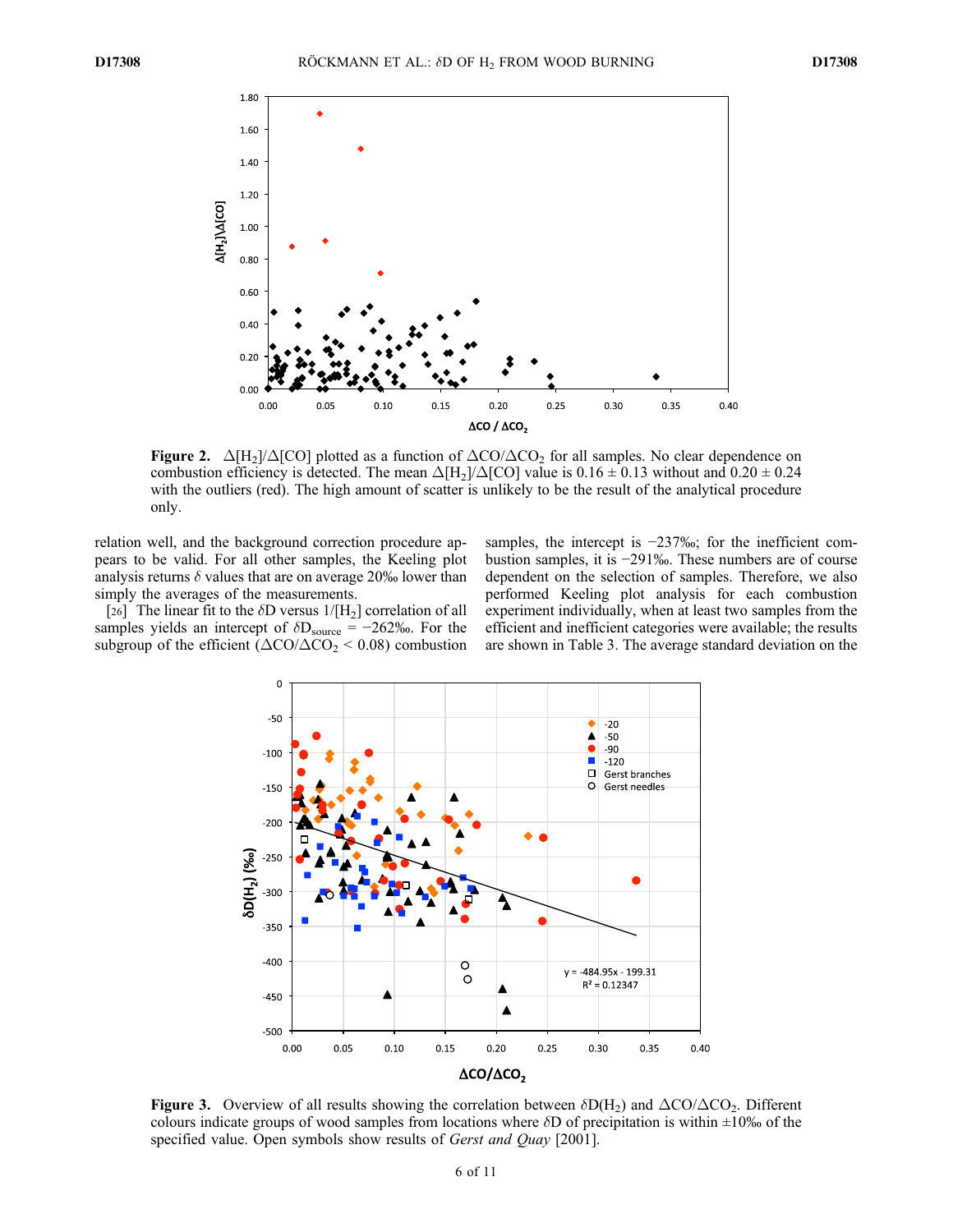1.80
1.60
1.40
1.20
1.00
0.80
0.60
0.40
0.20
0.00

0.00 0.05 0.10 0.15 0.20 0.25 0.30 0.35 0.40

$\Delta[H_2]/\Delta[CO]$

$\Delta CO / \Delta CO_2$

**Figure 2.** $\Delta[H_2]/\Delta[CO]$ plotted as a function of $\Delta CO/\Delta CO_2$ for all samples. No clear dependence on combustion efficiency is detected. The mean $\Delta[H_2]/\Delta[CO]$ value is 0.16 ± 0.13 without and 0.20 ± 0.24 with the outliers (red). The high amount of scatter is unlikely to be the result of the analytical procedure only.

relation well, and the background correction procedure appears to be valid. For all other samples, the Keeling plot analysis returns $\delta$ values that are on average 20‰ lower than simply the averages of the measurements.

[26] The linear fit to the $\delta$D versus $1/[H_2]$ correlation of all samples yields an intercept of $\delta D_{source}$ = −262‰. For the subgroup of the efficient ($\Delta CO/\Delta CO_2 < 0.08$) combustion samples, the intercept is −237‰; for the inefficient combustion samples, it is −291‰. These numbers are of course dependent on the selection of samples. Therefore, we also performed Keeling plot analysis for each combustion experiment individually, when at least two samples from the efficient and inefficient categories were available; the results are shown in Table 3. The average standard deviation on the

0
-50
-100
-150
-200
-250
-300
-350
-400
-450
-500

0.00 0.05 0.10 0.15 0.20 0.25 0.30 0.35 0.40

$\delta D(H_2)$ (‰)

$\Delta CO/\Delta CO_2$

-20
-50
-90
-120
Gerst branches
Gerst needles

y = -484.95x - 199.31
$R^2$ = 0.12347

**Figure 3.** Overview of all results showing the correlation between $\delta D(H_2)$ and $\Delta CO/\Delta CO_2$. Different colours indicate groups of wood samples from locations where $\delta$D of precipitation is within ±10‰ of the specified value. Open symbols show results of *Gerst and Quay* [2001].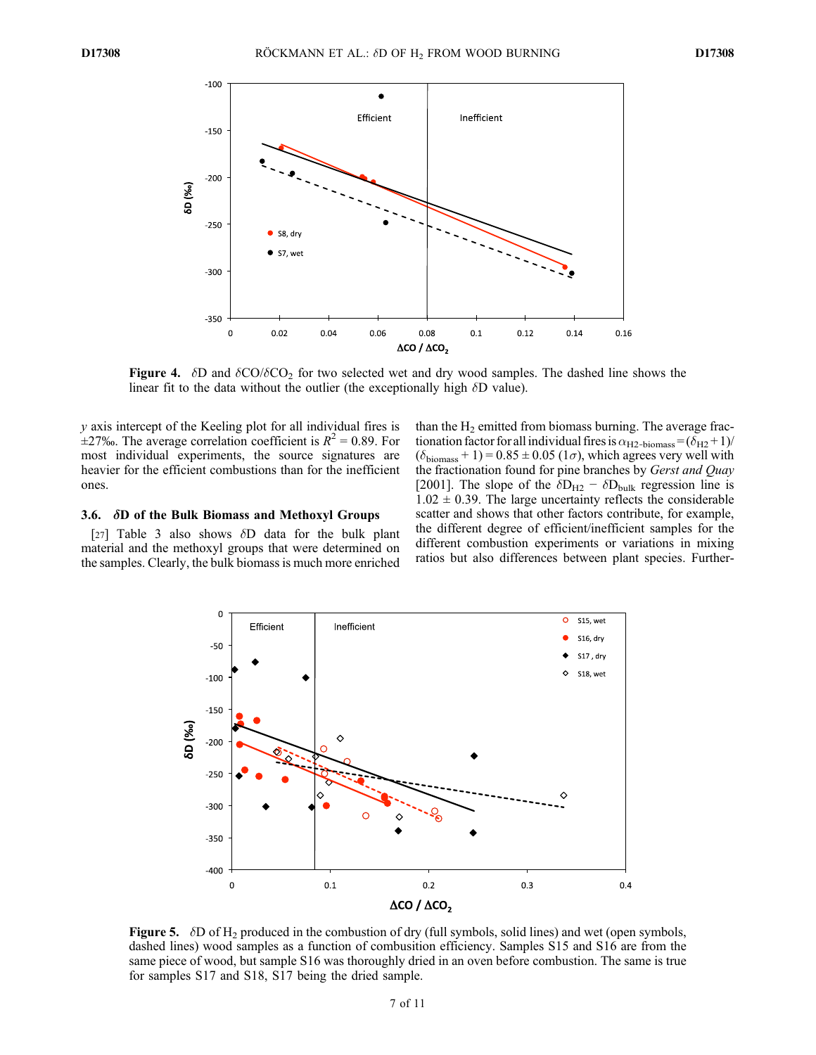-100
-150
-200
-250
-300
-350
0
0.02
0.04
0.06
0.08
0.1
0.12
0.14
0.16
Efficient
Inefficient
S8, dry
S7, wet
δD (‰)
ΔCO / ΔCO₂

**Figure 4.** δD and δCO/δCO₂ for two selected wet and dry wood samples. The dashed line shows the linear fit to the data without the outlier (the exceptionally high δD value).

*y* axis intercept of the Keeling plot for all individual fires is ±27‰. The average correlation coefficient is $R^2 = 0.89$. For most individual experiments, the source signatures are heavier for the efficient combustions than for the inefficient ones.

### 3.6. δD of the Bulk Biomass and Methoxyl Groups

[27] Table 3 also shows δD data for the bulk plant material and the methoxyl groups that were determined on the samples. Clearly, the bulk biomass is much more enriched than the $H_2$ emitted from biomass burning. The average fractionation factor for all individual fires is $\alpha_{H2\text{-}biomass} = (\delta_{H2} + 1)/(\delta_{biomass} + 1) = 0.85 \pm 0.05$ (1σ), which agrees very well with the fractionation found for pine branches by *Gerst and Quay* [2001]. The slope of the $\delta D_{H2} - \delta D_{bulk}$ regression line is $1.02 \pm 0.39$. The large uncertainty reflects the considerable scatter and shows that other factors contribute, for example, the different degree of efficient/inefficient samples for the different combustion experiments or variations in mixing ratios but also differences between plant species. Further-

0
-50
-100
-150
-200
-250
-300
-350
-400
0
0.1
0.2
0.3
0.4
Efficient
Inefficient
S15, wet
S16, dry
S17 , dry
S18, wet
δD (‰)
ΔCO / ΔCO₂

**Figure 5.** δD of $H_2$ produced in the combustion of dry (full symbols, solid lines) and wet (open symbols, dashed lines) wood samples as a function of combusition efficiency. Samples S15 and S16 are from the same piece of wood, but sample S16 was thoroughly dried in an oven before combustion. The same is true for samples S17 and S18, S17 being the dried sample.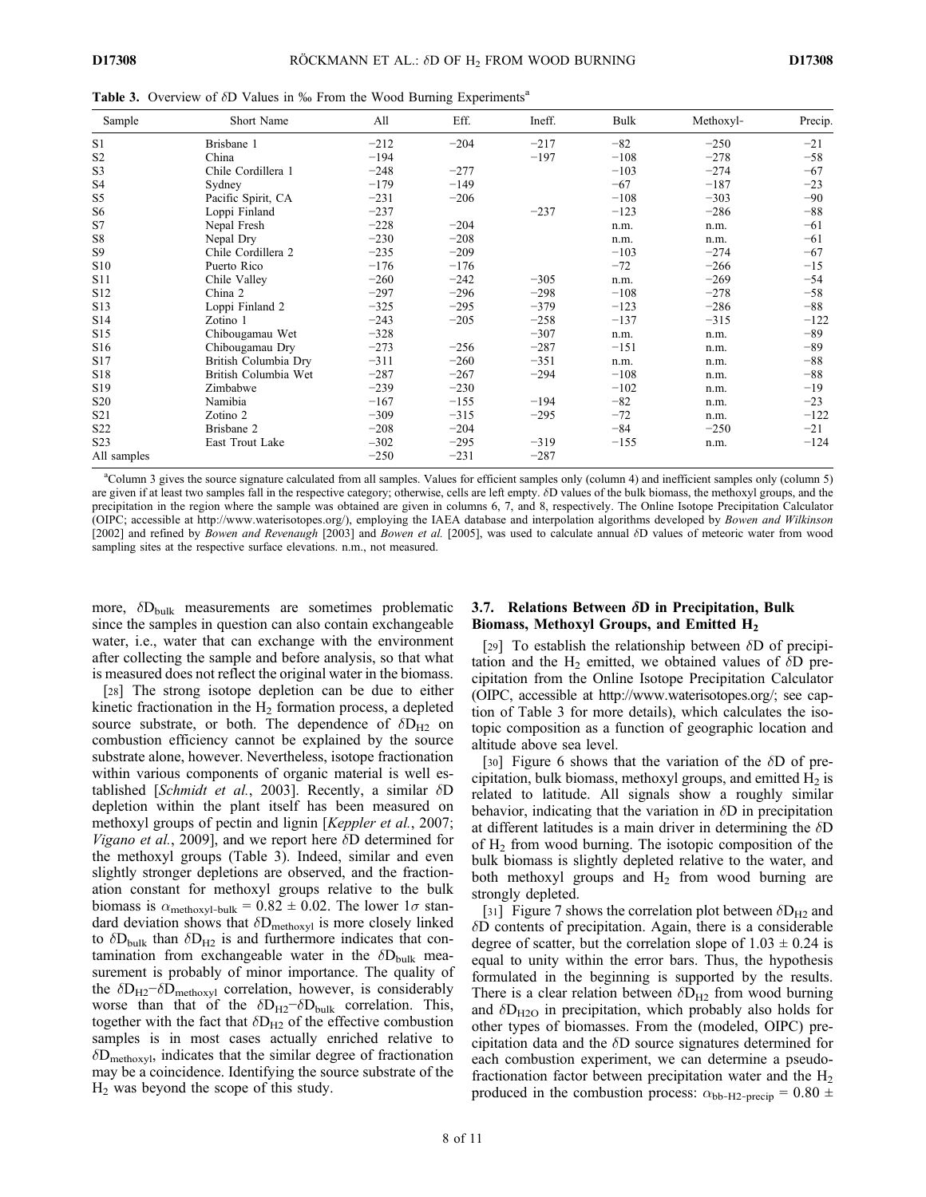**Table 3.** Overview of δD Values in ‰ From the Wood Burning Experiments[a]

| Sample | Short Name | All | Eff. | Ineff. | Bulk | Methoxyl- | Precip. |
|---|---|---|---|---|---|---|---|
| S1 | Brisbane 1 | −212 | −204 | −217 | −82 | −250 | −21 |
| S2 | China | −194 | | −197 | −108 | −278 | −58 |
| S3 | Chile Cordillera 1 | −248 | −277 | | −103 | −274 | −67 |
| S4 | Sydney | −179 | −149 | | −67 | −187 | −23 |
| S5 | Pacific Spirit, CA | −231 | −206 | | −108 | −303 | −90 |
| S6 | Loppi Finland | −237 | | −237 | −123 | −286 | −88 |
| S7 | Nepal Fresh | −228 | −204 | | n.m. | n.m. | −61 |
| S8 | Nepal Dry | −230 | −208 | | n.m. | n.m. | −61 |
| S9 | Chile Cordillera 2 | −235 | −209 | | −103 | −274 | −67 |
| S10 | Puerto Rico | −176 | −176 | | −72 | −266 | −15 |
| S11 | Chile Valley | −260 | −242 | −305 | n.m. | −269 | −54 |
| S12 | China 2 | −297 | −296 | −298 | −108 | −278 | −58 |
| S13 | Loppi Finland 2 | −325 | −295 | −379 | −123 | −286 | −88 |
| S14 | Zotino 1 | −243 | −205 | −258 | −137 | −315 | −122 |
| S15 | Chibougamau Wet | −328 | | −307 | n.m. | n.m. | −89 |
| S16 | Chibougamau Dry | −273 | −256 | −287 | −151 | n.m. | −89 |
| S17 | British Columbia Dry | −311 | −260 | −351 | n.m. | n.m. | −88 |
| S18 | British Columbia Wet | −287 | −267 | −294 | −108 | n.m. | −88 |
| S19 | Zimbabwe | −239 | −230 | | −102 | n.m. | −19 |
| S20 | Namibia | −167 | −155 | −194 | −82 | n.m. | −23 |
| S21 | Zotino 2 | −309 | −315 | −295 | −72 | n.m. | −122 |
| S22 | Brisbane 2 | −208 | −204 | | −84 | −250 | −21 |
| S23 | East Trout Lake | −302 | −295 | −319 | −155 | n.m. | −124 |
| All samples | | −250 | −231 | −287 | | | |

[a]Column 3 gives the source signature calculated from all samples. Values for efficient samples only (column 4) and inefficient samples only (column 5) are given if at least two samples fall in the respective category; otherwise, cells are left empty. δD values of the bulk biomass, the methoxyl groups, and the precipitation in the region where the sample was obtained are given in columns 6, 7, and 8, respectively. The Online Isotope Precipitation Calculator (OIPC; accessible at http://www.waterisotopes.org/), employing the IAEA database and interpolation algorithms developed by *Bowen and Wilkinson* [2002] and refined by *Bowen and Revenaugh* [2003] and *Bowen et al.* [2005], was used to calculate annual δD values of meteoric water from wood sampling sites at the respective surface elevations. n.m., not measured.

more, $\delta D_{bulk}$ measurements are sometimes problematic since the samples in question can also contain exchangeable water, i.e., water that can exchange with the environment after collecting the sample and before analysis, so that what is measured does not reflect the original water in the biomass.

[28] The strong isotope depletion can be due to either kinetic fractionation in the $H_2$ formation process, a depleted source substrate, or both. The dependence of $\delta D_{H2}$ on combustion efficiency cannot be explained by the source substrate alone, however. Nevertheless, isotope fractionation within various components of organic material is well established [*Schmidt et al.*, 2003]. Recently, a similar δD depletion within the plant itself has been measured on methoxyl groups of pectin and lignin [*Keppler et al.*, 2007; *Vigano et al.*, 2009], and we report here δD determined for the methoxyl groups (Table 3). Indeed, similar and even slightly stronger depletions are observed, and the fractionation constant for methoxyl groups relative to the bulk biomass is $\alpha_{methoxyl\text{-}bulk} = 0.82 \pm 0.02$. The lower $1\sigma$ standard deviation shows that $\delta D_{methoxyl}$ is more closely linked to $\delta D_{bulk}$ than $\delta D_{H2}$ is and furthermore indicates that contamination from exchangeable water in the $\delta D_{bulk}$ measurement is probably of minor importance. The quality of the $\delta D_{H2}$–$\delta D_{methoxyl}$ correlation, however, is considerably worse than that of the $\delta D_{H2}$–$\delta D_{bulk}$ correlation. This, together with the fact that $\delta D_{H2}$ of the effective combustion samples is in most cases actually enriched relative to $\delta D_{methoxyl}$, indicates that the similar degree of fractionation may be a coincidence. Identifying the source substrate of the $H_2$ was beyond the scope of this study.

### 3.7. Relations Between δD in Precipitation, Bulk Biomass, Methoxyl Groups, and Emitted $H_2$

[29] To establish the relationship between δD of precipitation and the $H_2$ emitted, we obtained values of δD precipitation from the Online Isotope Precipitation Calculator (OIPC, accessible at http://www.waterisotopes.org/; see caption of Table 3 for more details), which calculates the isotopic composition as a function of geographic location and altitude above sea level.

[30] Figure 6 shows that the variation of the δD of precipitation, bulk biomass, methoxyl groups, and emitted $H_2$ is related to latitude. All signals show a roughly similar behavior, indicating that the variation in δD in precipitation at different latitudes is a main driver in determining the δD of $H_2$ from wood burning. The isotopic composition of the bulk biomass is slightly depleted relative to the water, and both methoxyl groups and $H_2$ from wood burning are strongly depleted.

[31] Figure 7 shows the correlation plot between $\delta D_{H2}$ and δD contents of precipitation. Again, there is a considerable degree of scatter, but the correlation slope of $1.03 \pm 0.24$ is equal to unity within the error bars. Thus, the hypothesis formulated in the beginning is supported by the results. There is a clear relation between $\delta D_{H2}$ from wood burning and $\delta D_{H2O}$ in precipitation, which probably also holds for other types of biomasses. From the (modeled, OIPC) precipitation data and the δD source signatures determined for each combustion experiment, we can determine a pseudo-fractionation factor between precipitation water and the $H_2$ produced in the combustion process: $\alpha_{bb\text{-}H2\text{-}precip} = 0.80 \pm$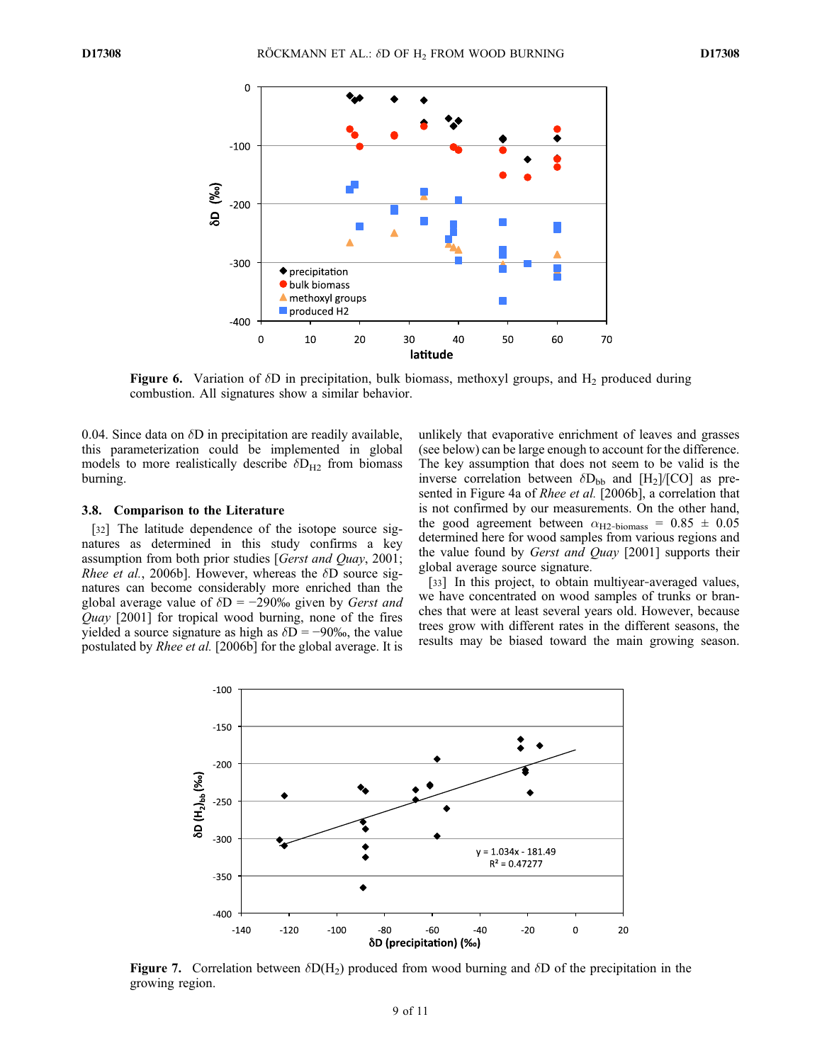0
-100
-200
-300
-400
δD (‰)
0 10 20 30 40 50 60 70
latitude
precipitation
bulk biomass
methoxyl groups
produced H2

**Figure 6.** Variation of δD in precipitation, bulk biomass, methoxyl groups, and $H_2$ produced during combustion. All signatures show a similar behavior.

0.04. Since data on δD in precipitation are readily available, this parameterization could be implemented in global models to more realistically describe $\delta D_{H2}$ from biomass burning.

### 3.8. Comparison to the Literature

[32] The latitude dependence of the isotope source signatures as determined in this study confirms a key assumption from both prior studies [*Gerst and Quay*, 2001; *Rhee et al.*, 2006b]. However, whereas the δD source signatures can become considerably more enriched than the global average value of δD = −290‰ given by *Gerst and Quay* [2001] for tropical wood burning, none of the fires yielded a source signature as high as δD = −90‰, the value postulated by *Rhee et al.* [2006b] for the global average. It is unlikely that evaporative enrichment of leaves and grasses (see below) can be large enough to account for the difference. The key assumption that does not seem to be valid is the inverse correlation between $\delta D_{bb}$ and $[H_2]/[CO]$ as presented in Figure 4a of *Rhee et al.* [2006b], a correlation that is not confirmed by our measurements. On the other hand, the good agreement between $\alpha_{H2\text{-}biomass}$ = 0.85 ± 0.05 determined here for wood samples from various regions and the value found by *Gerst and Quay* [2001] supports their global average source signature.

[33] In this project, to obtain multiyear-averaged values, we have concentrated on wood samples of trunks or branches that were at least several years old. However, because trees grow with different rates in the different seasons, the results may be biased toward the main growing season.

-100
-150
-200
-250
-300
-350
-400
δD (H2)bb (‰)
-140 -120 -100 -80 -60 -40 -20 0 20
δD (precipitation) (‰)
y = 1.034x - 181.49
R² = 0.47277

**Figure 7.** Correlation between δD($H_2$) produced from wood burning and δD of the precipitation in the growing region.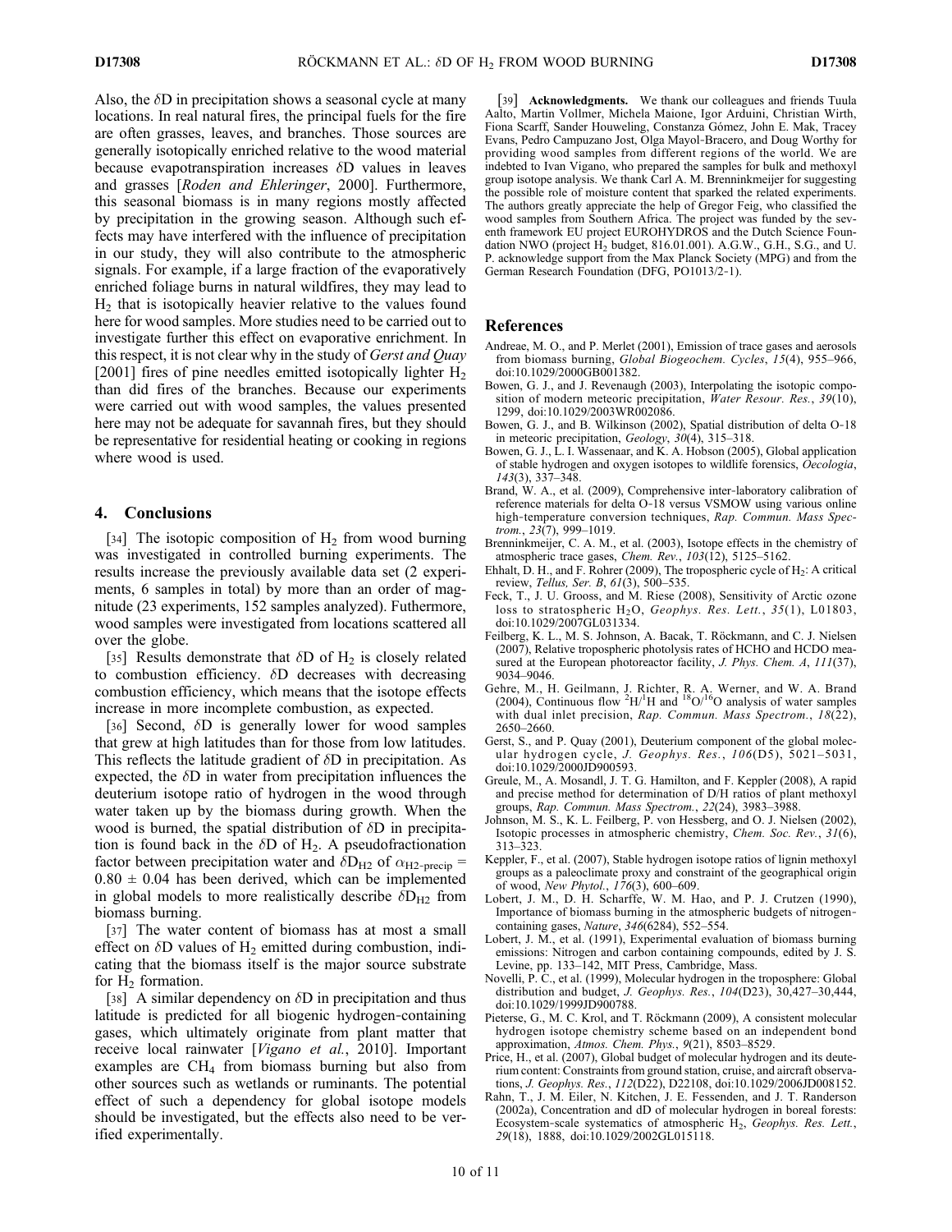Also, the $\delta D$ in precipitation shows a seasonal cycle at many locations. In real natural fires, the principal fuels for the fire are often grasses, leaves, and branches. Those sources are generally isotopically enriched relative to the wood material because evapotranspiration increases $\delta D$ values in leaves and grasses [*Roden and Ehleringer*, 2000]. Furthermore, this seasonal biomass is in many regions mostly affected by precipitation in the growing season. Although such effects may have interfered with the influence of precipitation in our study, they will also contribute to the atmospheric signals. For example, if a large fraction of the evaporatively enriched foliage burns in natural wildfires, they may lead to $H_2$ that is isotopically heavier relative to the values found here for wood samples. More studies need to be carried out to investigate further this effect on evaporative enrichment. In this respect, it is not clear why in the study of *Gerst and Quay* [2001] fires of pine needles emitted isotopically lighter $H_2$ than did fires of the branches. Because our experiments were carried out with wood samples, the values presented here may not be adequate for savannah fires, but they should be representative for residential heating or cooking in regions where wood is used.

## 4. Conclusions

[34] The isotopic composition of $H_2$ from wood burning was investigated in controlled burning experiments. The results increase the previously available data set (2 experiments, 6 samples in total) by more than an order of magnitude (23 experiments, 152 samples analyzed). Futhermore, wood samples were investigated from locations scattered all over the globe.

[35] Results demonstrate that $\delta D$ of $H_2$ is closely related to combustion efficiency. $\delta D$ decreases with decreasing combustion efficiency, which means that the isotope effects increase in more incomplete combustion, as expected.

[36] Second, $\delta D$ is generally lower for wood samples that grew at high latitudes than for those from low latitudes. This reflects the latitude gradient of $\delta D$ in precipitation. As expected, the $\delta D$ in water from precipitation influences the deuterium isotope ratio of hydrogen in the wood through water taken up by the biomass during growth. When the wood is burned, the spatial distribution of $\delta D$ in precipitation is found back in the $\delta D$ of $H_2$. A pseudofractionation factor between precipitation water and $\delta D_{H2}$ of $\alpha_{H2\text{-}precip} = 0.80 \pm 0.04$ has been derived, which can be implemented in global models to more realistically describe $\delta D_{H2}$ from biomass burning.

[37] The water content of biomass has at most a small effect on $\delta D$ values of $H_2$ emitted during combustion, indicating that the biomass itself is the major source substrate for $H_2$ formation.

[38] A similar dependency on $\delta D$ in precipitation and thus latitude is predicted for all biogenic hydrogen-containing gases, which ultimately originate from plant matter that receive local rainwater [*Vigano et al.*, 2010]. Important examples are $CH_4$ from biomass burning but also from other sources such as wetlands or ruminants. The potential effect of such a dependency for global isotope models should be investigated, but the effects also need to be verified experimentally.

[39] **Acknowledgments.** We thank our colleagues and friends Tuula Aalto, Martin Vollmer, Michela Maione, Igor Arduini, Christian Wirth, Fiona Scarff, Sander Houweling, Constanza Gómez, John E. Mak, Tracey Evans, Pedro Campuzano Jost, Olga Mayol-Bracero, and Doug Worthy for providing wood samples from different regions of the world. We are indebted to Ivan Vigano, who prepared the samples for bulk and methoxyl group isotope analysis. We thank Carl A. M. Brenninkmeijer for suggesting the possible role of moisture content that sparked the related experiments. The authors greatly appreciate the help of Gregor Feig, who classified the wood samples from Southern Africa. The project was funded by the seventh framework EU project EUROHYDROS and the Dutch Science Foundation NWO (project $H_2$ budget, 816.01.001). A.G.W., G.H., S.G., and U. P. acknowledge support from the Max Planck Society (MPG) and from the German Research Foundation (DFG, PO1013/2-1).

## References

Andreae, M. O., and P. Merlet (2001), Emission of trace gases and aerosols from biomass burning, *Global Biogeochem. Cycles*, *15*(4), 955–966, doi:10.1029/2000GB001382.

Bowen, G. J., and J. Revenaugh (2003), Interpolating the isotopic composition of modern meteoric precipitation, *Water Resour. Res.*, *39*(10), 1299, doi:10.1029/2003WR002086.

Bowen, G. J., and B. Wilkinson (2002), Spatial distribution of delta O-18 in meteoric precipitation, *Geology*, *30*(4), 315–318.

Bowen, G. J., L. I. Wassenaar, and K. A. Hobson (2005), Global application of stable hydrogen and oxygen isotopes to wildlife forensics, *Oecologia*, *143*(3), 337–348.

Brand, W. A., et al. (2009), Comprehensive inter-laboratory calibration of reference materials for delta O-18 versus VSMOW using various online high-temperature conversion techniques, *Rap. Commun. Mass Spectrom.*, *23*(7), 999–1019.

Brenninkmeijer, C. A. M., et al. (2003), Isotope effects in the chemistry of atmospheric trace gases, *Chem. Rev.*, *103*(12), 5125–5162.

Ehhalt, D. H., and F. Rohrer (2009), The tropospheric cycle of $H_2$: A critical review, *Tellus, Ser. B*, *61*(3), 500–535.

Feck, T., J. U. Grooss, and M. Riese (2008), Sensitivity of Arctic ozone loss to stratospheric $H_2O$, *Geophys. Res. Lett.*, *35*(1), L01803, doi:10.1029/2007GL031334.

Feilberg, K. L., M. S. Johnson, A. Bacak, T. Röckmann, and C. J. Nielsen (2007), Relative tropospheric photolysis rates of HCHO and HCDO measured at the European photoreactor facility, *J. Phys. Chem. A*, *111*(37), 9034–9046.

Gehre, M., H. Geilmann, J. Richter, R. A. Werner, and W. A. Brand (2004), Continuous flow $^2H/^1H$ and $^{18}O/^{16}O$ analysis of water samples with dual inlet precision, *Rap. Commun. Mass Spectrom.*, *18*(22), 2650–2660.

Gerst, S., and P. Quay (2001), Deuterium component of the global molecular hydrogen cycle, *J. Geophys. Res.*, *106*(D5), 5021–5031, doi:10.1029/2000JD900593.

Greule, M., A. Mosandl, J. T. G. Hamilton, and F. Keppler (2008), A rapid and precise method for determination of D/H ratios of plant methoxyl groups, *Rap. Commun. Mass Spectrom.*, *22*(24), 3983–3988.

Johnson, M. S., K. L. Feilberg, P. von Hessberg, and O. J. Nielsen (2002), Isotopic processes in atmospheric chemistry, *Chem. Soc. Rev.*, *31*(6), 313–323.

Keppler, F., et al. (2007), Stable hydrogen isotope ratios of lignin methoxyl groups as a paleoclimate proxy and constraint of the geographical origin of wood, *New Phytol.*, *176*(3), 600–609.

Lobert, J. M., D. H. Scharffe, W. M. Hao, and P. J. Crutzen (1990), Importance of biomass burning in the atmospheric budgets of nitrogen-containing gases, *Nature*, *346*(6284), 552–554.

Lobert, J. M., et al. (1991), Experimental evaluation of biomass burning emissions: Nitrogen and carbon containing compounds, edited by J. S. Levine, pp. 133–142, MIT Press, Cambridge, Mass.

Novelli, P. C., et al. (1999), Molecular hydrogen in the troposphere: Global distribution and budget, *J. Geophys. Res.*, *104*(D23), 30,427–30,444, doi:10.1029/1999JD900788.

Pieterse, G., M. C. Krol, and T. Röckmann (2009), A consistent molecular hydrogen isotope chemistry scheme based on an independent bond approximation, *Atmos. Chem. Phys.*, *9*(21), 8503–8529.

Price, H., et al. (2007), Global budget of molecular hydrogen and its deuterium content: Constraints from ground station, cruise, and aircraft observations, *J. Geophys. Res.*, *112*(D22), D22108, doi:10.1029/2006JD008152.

Rahn, T., J. M. Eiler, N. Kitchen, J. E. Fessenden, and J. T. Randerson (2002a), Concentration and dD of molecular hydrogen in boreal forests: Ecosystem-scale systematics of atmospheric $H_2$, *Geophys. Res. Lett.*, *29*(18), 1888, doi:10.1029/2002GL015118.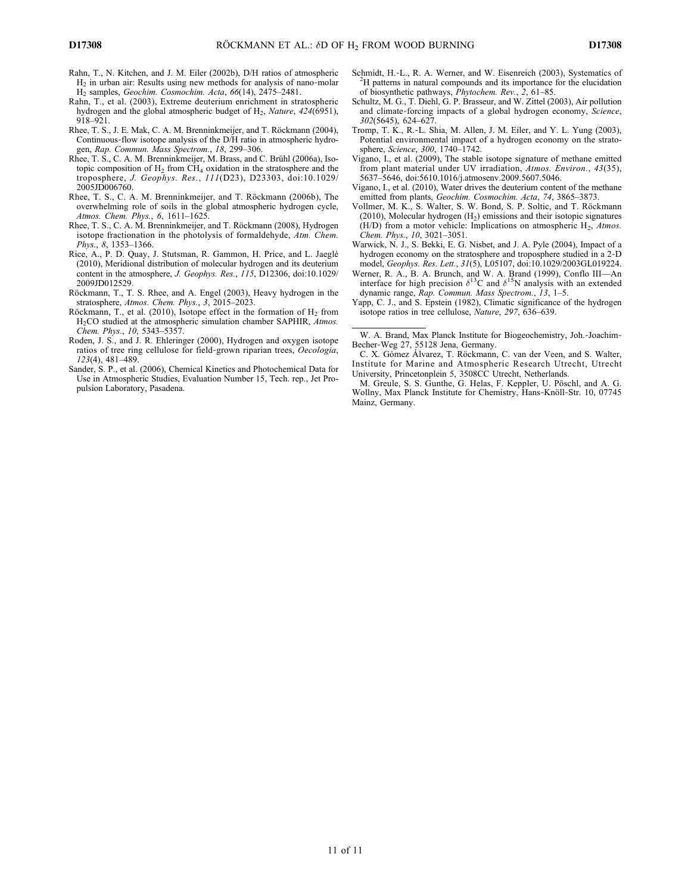Rahn, T., N. Kitchen, and J. M. Eiler (2002b), D/H ratios of atmospheric $H_2$ in urban air: Results using new methods for analysis of nano-molar $H_2$ samples, *Geochim. Cosmochim. Acta*, *66*(14), 2475–2481.

Rahn, T., et al. (2003), Extreme deuterium enrichment in stratospheric hydrogen and the global atmospheric budget of $H_2$, *Nature*, *424*(6951), 918–921.

Rhee, T. S., J. E. Mak, C. A. M. Brenninkmeijer, and T. Röckmann (2004), Continuous-flow isotope analysis of the D/H ratio in atmospheric hydrogen, *Rap. Commun. Mass Spectrom.*, *18*, 299–306.

Rhee, T. S., C. A. M. Brenninkmeijer, M. Brass, and C. Brühl (2006a), Isotopic composition of $H_2$ from $CH_4$ oxidation in the stratosphere and the troposphere, *J. Geophys. Res.*, *111*(D23), D23303, doi:10.1029/2005JD006760.

Rhee, T. S., C. A. M. Brenninkmeijer, and T. Röckmann (2006b), The overwhelming role of soils in the global atmospheric hydrogen cycle, *Atmos. Chem. Phys.*, *6*, 1611–1625.

Rhee, T. S., C. A. M. Brenninkmeijer, and T. Röckmann (2008), Hydrogen isotope fractionation in the photolysis of formaldehyde, *Atm. Chem. Phys.*, *8*, 1353–1366.

Rice, A., P. D. Quay, J. Stutsman, R. Gammon, H. Price, and L. Jaeglé (2010), Meridional distribution of molecular hydrogen and its deuterium content in the atmosphere, *J. Geophys. Res.*, *115*, D12306, doi:10.1029/2009JD012529.

Röckmann, T., T. S. Rhee, and A. Engel (2003), Heavy hydrogen in the stratosphere, *Atmos. Chem. Phys.*, *3*, 2015–2023.

Röckmann, T., et al. (2010), Isotope effect in the formation of $H_2$ from $H_2CO$ studied at the atmospheric simulation chamber SAPHIR, *Atmos. Chem. Phys.*, *10*, 5343–5357.

Roden, J. S., and J. R. Ehleringer (2000), Hydrogen and oxygen isotope ratios of tree ring cellulose for field-grown riparian trees, *Oecologia*, *123*(4), 481–489.

Sander, S. P., et al. (2006), Chemical Kinetics and Photochemical Data for Use in Atmospheric Studies, Evaluation Number 15, Tech. rep., Jet Propulsion Laboratory, Pasadena.

Schmidt, H.-L., R. A. Werner, and W. Eisenreich (2003), Systematics of $^{2}$H patterns in natural compounds and its importance for the elucidation of biosynthetic pathways, *Phytochem. Rev.*, *2*, 61–85.

Schultz, M. G., T. Diehl, G. P. Brasseur, and W. Zittel (2003), Air pollution and climate-forcing impacts of a global hydrogen economy, *Science*, *302*(5645), 624–627.

Tromp, T. K., R.-L. Shia, M. Allen, J. M. Eiler, and Y. L. Yung (2003), Potential environmental impact of a hydrogen economy on the stratosphere, *Science*, *300*, 1740–1742.

Vigano, I., et al. (2009), The stable isotope signature of methane emitted from plant material under UV irradiation, *Atmos. Environ.*, *43*(35), 5637–5646, doi:5610.1016/j.atmosenv.2009.5607.5046.

Vigano, I., et al. (2010), Water drives the deuterium content of the methane emitted from plants, *Geochim. Cosmochim. Acta*, *74*, 3865–3873.

Vollmer, M. K., S. Walter, S. W. Bond, S. P. Soltic, and T. Röckmann (2010), Molecular hydrogen ($H_2$) emissions and their isotopic signatures (H/D) from a motor vehicle: Implications on atmospheric $H_2$, *Atmos. Chem. Phys.*, *10*, 3021–3051.

Warwick, N. J., S. Bekki, E. G. Nisbet, and J. A. Pyle (2004), Impact of a hydrogen economy on the stratosphere and troposphere studied in a 2-D model, *Geophys. Res. Lett.*, *31*(5), L05107, doi:10.1029/2003GL019224.

Werner, R. A., B. A. Brunch, and W. A. Brand (1999), Conflo III—An interface for high precision $\delta^{13}$C and $\delta^{15}$N analysis with an extended dynamic range, *Rap. Commun. Mass Spectrom.*, *13*, 1–5.

Yapp, C. J., and S. Epstein (1982), Climatic significance of the hydrogen isotope ratios in tree cellulose, *Nature*, *297*, 636–639.

---

W. A. Brand, Max Planck Institute for Biogeochemistry, Joh.-Joachim-Becher-Weg 27, 55128 Jena, Germany.

C. X. Gómez Álvarez, T. Röckmann, C. van der Veen, and S. Walter, Institute for Marine and Atmospheric Research Utrecht, Utrecht University, Princetonplein 5, 3508CC Utrecht, Netherlands.

M. Greule, S. S. Gunthe, G. Helas, F. Keppler, U. Pöschl, and A. G. Wollny, Max Planck Institute for Chemistry, Hans-Knöll-Str. 10, 07745 Mainz, Germany.